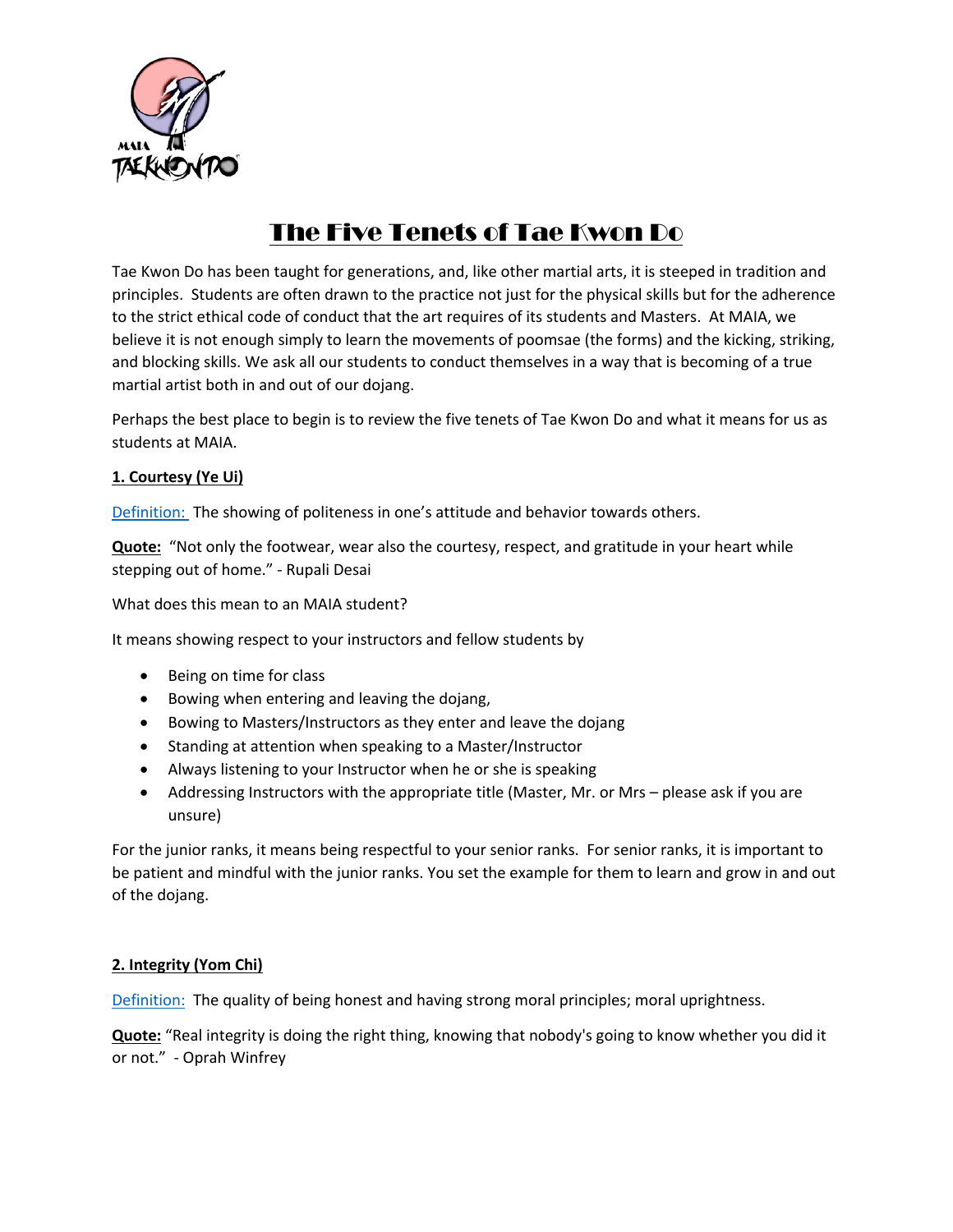# The Five Tenets of Tae Kwon Do

Tae Kwon Do has been taught for generations, and, like other martial arts, it is steeped in tradition and principles. Students are often drawn to the practice not just for the physical skills but for the adherence to the strict ethical code of conduct that the art requires of its students and Masters. At MAIA, we believe it is not enough simply to learn the movements of poomsae (the forms) and the kicking, striking, and blocking skills. We ask all our students to conduct themselves in a way that is becoming of a true martial artist both in and out of our dojang.

Perhaps the best place to begin is to review the five tenets of Tae Kwon Do and what it means for us as students at MAIA.

## 1. Courtesy (Ye Ui)

Definition: The showing of politeness in one's attitude and behavior towards others.

**Quote:** "Not only the footwear, wear also the courtesy, respect, and gratitude in your heart while stepping out of home." - Rupali Desai

What does this mean to an MAIA student?

It means showing respect to your instructors and fellow students by

- Being on time for class
- Bowing when entering and leaving the dojang,
- Bowing to Masters/Instructors as they enter and leave the dojang
- Standing at attention when speaking to a Master/Instructor
- Always listening to your Instructor when he or she is speaking
- Addressing Instructors with the appropriate title (Master, Mr. or Mrs – please ask if you are unsure)

For the junior ranks, it means being respectful to your senior ranks. For senior ranks, it is important to be patient and mindful with the junior ranks. You set the example for them to learn and grow in and out of the dojang.

## 2. Integrity (Yom Chi)

Definition: The quality of being honest and having strong moral principles; moral uprightness.

**Quote:** "Real integrity is doing the right thing, knowing that nobody's going to know whether you did it or not." - Oprah Winfrey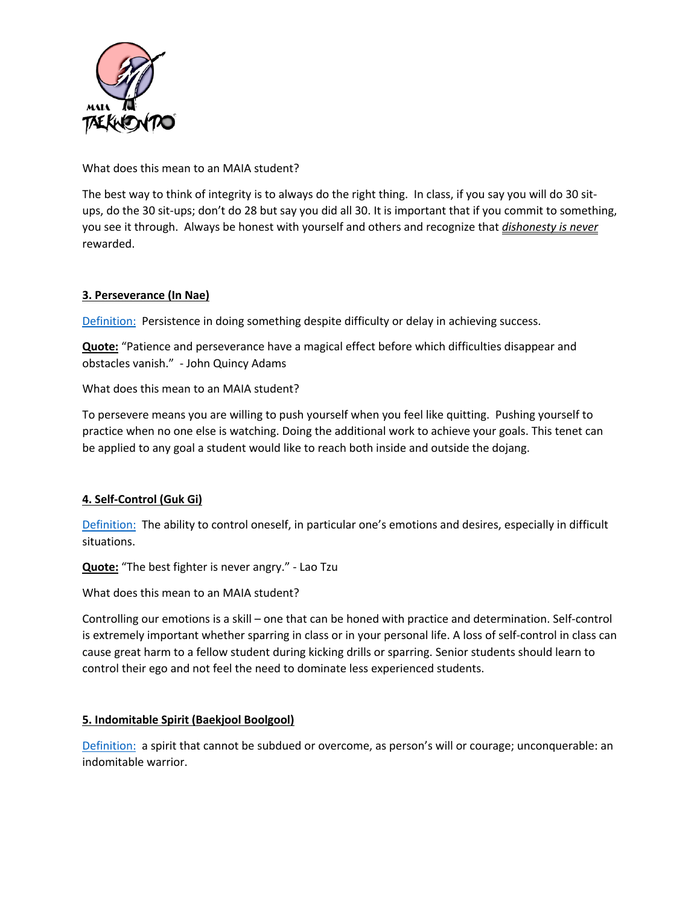What does this mean to an MAIA student?

The best way to think of integrity is to always do the right thing. In class, if you say you will do 30 sit-ups, do the 30 sit-ups; don't do 28 but say you did all 30. It is important that if you commit to something, you see it through. Always be honest with yourself and others and recognize that ***dishonesty is never*** rewarded.

**3. Perseverance (In Nae)**

Definition: Persistence in doing something despite difficulty or delay in achieving success.

**Quote:** "Patience and perseverance have a magical effect before which difficulties disappear and obstacles vanish." - John Quincy Adams

What does this mean to an MAIA student?

To persevere means you are willing to push yourself when you feel like quitting. Pushing yourself to practice when no one else is watching. Doing the additional work to achieve your goals. This tenet can be applied to any goal a student would like to reach both inside and outside the dojang.

**4. Self-Control (Guk Gi)**

Definition: The ability to control oneself, in particular one's emotions and desires, especially in difficult situations.

**Quote:** "The best fighter is never angry." - Lao Tzu

What does this mean to an MAIA student?

Controlling our emotions is a skill – one that can be honed with practice and determination. Self-control is extremely important whether sparring in class or in your personal life. A loss of self-control in class can cause great harm to a fellow student during kicking drills or sparring. Senior students should learn to control their ego and not feel the need to dominate less experienced students.

**5. Indomitable Spirit (Baekjool Boolgool)**

Definition: a spirit that cannot be subdued or overcome, as person's will or courage; unconquerable: an indomitable warrior.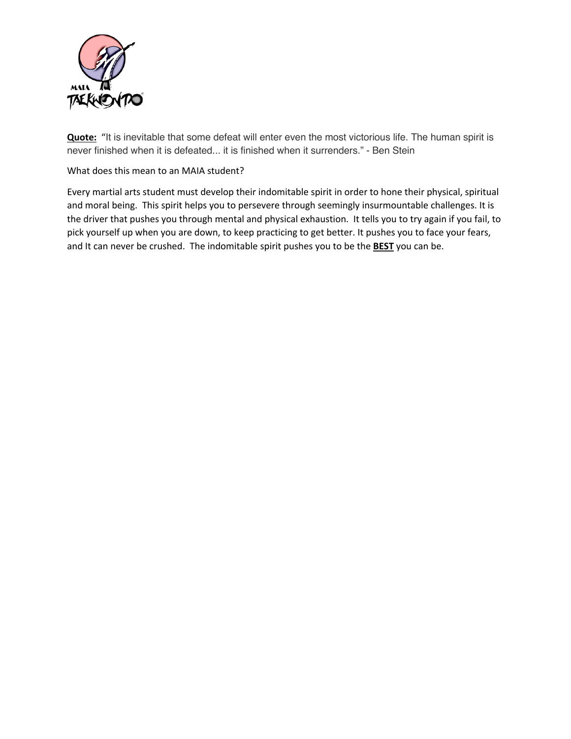**Quote:** "It is inevitable that some defeat will enter even the most victorious life. The human spirit is never finished when it is defeated... it is finished when it surrenders." - Ben Stein

What does this mean to an MAIA student?

Every martial arts student must develop their indomitable spirit in order to hone their physical, spiritual and moral being. This spirit helps you to persevere through seemingly insurmountable challenges. It is the driver that pushes you through mental and physical exhaustion. It tells you to try again if you fail, to pick yourself up when you are down, to keep practicing to get better. It pushes you to face your fears, and It can never be crushed. The indomitable spirit pushes you to be the **BEST** you can be.